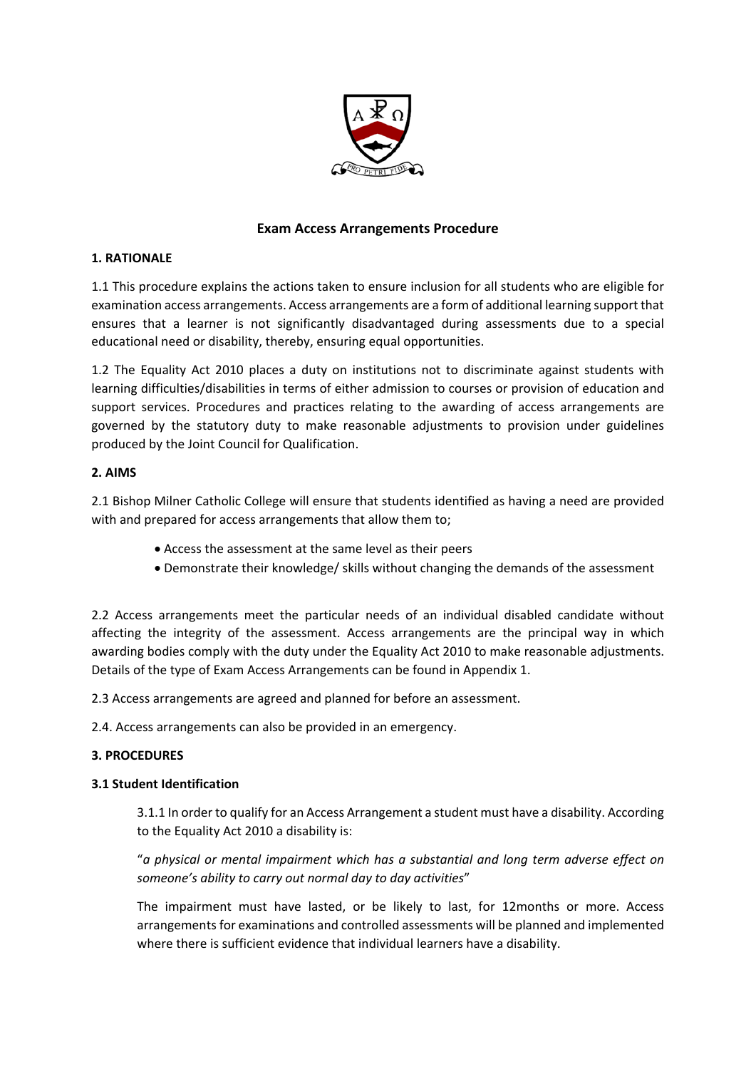# Exam Access Arrangements Procedure

## 1. RATIONALE

1.1 This procedure explains the actions taken to ensure inclusion for all students who are eligible for examination access arrangements. Access arrangements are a form of additional learning support that ensures that a learner is not significantly disadvantaged during assessments due to a special educational need or disability, thereby, ensuring equal opportunities.

1.2 The Equality Act 2010 places a duty on institutions not to discriminate against students with learning difficulties/disabilities in terms of either admission to courses or provision of education and support services. Procedures and practices relating to the awarding of access arrangements are governed by the statutory duty to make reasonable adjustments to provision under guidelines produced by the Joint Council for Qualification.

## 2. AIMS

2.1 Bishop Milner Catholic College will ensure that students identified as having a need are provided with and prepared for access arrangements that allow them to;

- Access the assessment at the same level as their peers
- Demonstrate their knowledge/ skills without changing the demands of the assessment

2.2 Access arrangements meet the particular needs of an individual disabled candidate without affecting the integrity of the assessment. Access arrangements are the principal way in which awarding bodies comply with the duty under the Equality Act 2010 to make reasonable adjustments. Details of the type of Exam Access Arrangements can be found in Appendix 1.

2.3 Access arrangements are agreed and planned for before an assessment.

2.4. Access arrangements can also be provided in an emergency.

## 3. PROCEDURES

### 3.1 Student Identification

3.1.1 In order to qualify for an Access Arrangement a student must have a disability. According to the Equality Act 2010 a disability is:

"*a physical or mental impairment which has a substantial and long term adverse effect on someone's ability to carry out normal day to day activities*"

The impairment must have lasted, or be likely to last, for 12months or more. Access arrangements for examinations and controlled assessments will be planned and implemented where there is sufficient evidence that individual learners have a disability.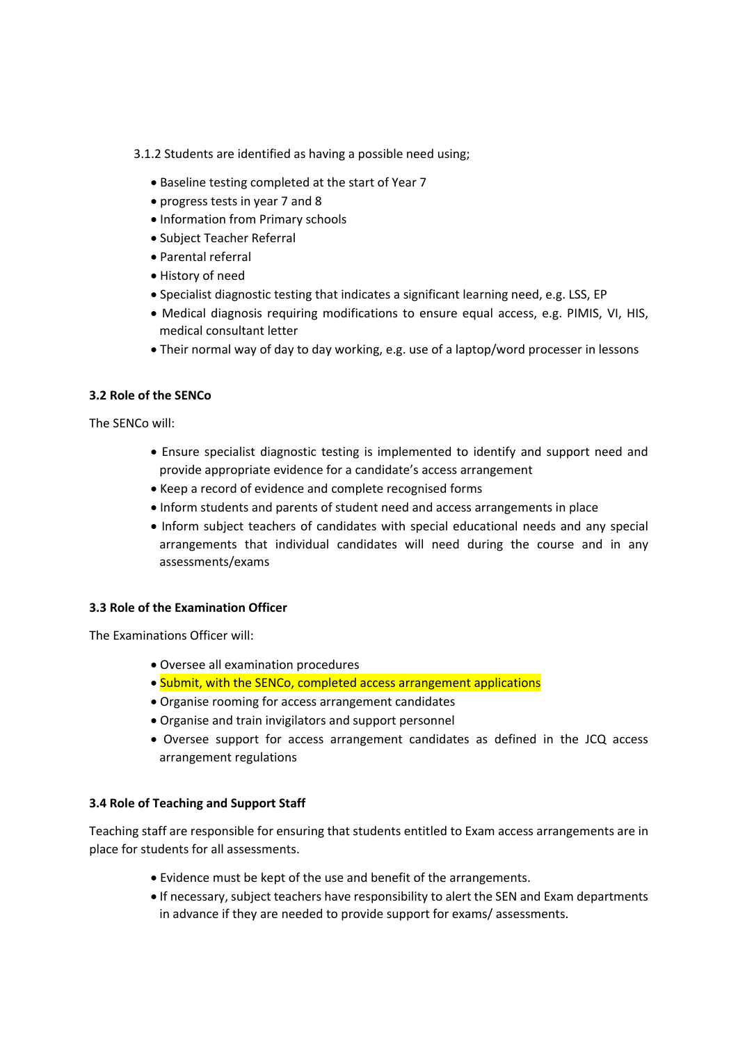3.1.2 Students are identified as having a possible need using;

- Baseline testing completed at the start of Year 7
- progress tests in year 7 and 8
- Information from Primary schools
- Subject Teacher Referral
- Parental referral
- History of need
- Specialist diagnostic testing that indicates a significant learning need, e.g. LSS, EP
- Medical diagnosis requiring modifications to ensure equal access, e.g. PIMIS, VI, HIS, medical consultant letter
- Their normal way of day to day working, e.g. use of a laptop/word processer in lessons

**3.2 Role of the SENCo**

The SENCo will:

- Ensure specialist diagnostic testing is implemented to identify and support need and provide appropriate evidence for a candidate's access arrangement
- Keep a record of evidence and complete recognised forms
- Inform students and parents of student need and access arrangements in place
- Inform subject teachers of candidates with special educational needs and any special arrangements that individual candidates will need during the course and in any assessments/exams

**3.3 Role of the Examination Officer**

The Examinations Officer will:

- Oversee all examination procedures
- Submit, with the SENCo, completed access arrangement applications
- Organise rooming for access arrangement candidates
- Organise and train invigilators and support personnel
- Oversee support for access arrangement candidates as defined in the JCQ access arrangement regulations

**3.4 Role of Teaching and Support Staff**

Teaching staff are responsible for ensuring that students entitled to Exam access arrangements are in place for students for all assessments.

- Evidence must be kept of the use and benefit of the arrangements.
- If necessary, subject teachers have responsibility to alert the SEN and Exam departments in advance if they are needed to provide support for exams/ assessments.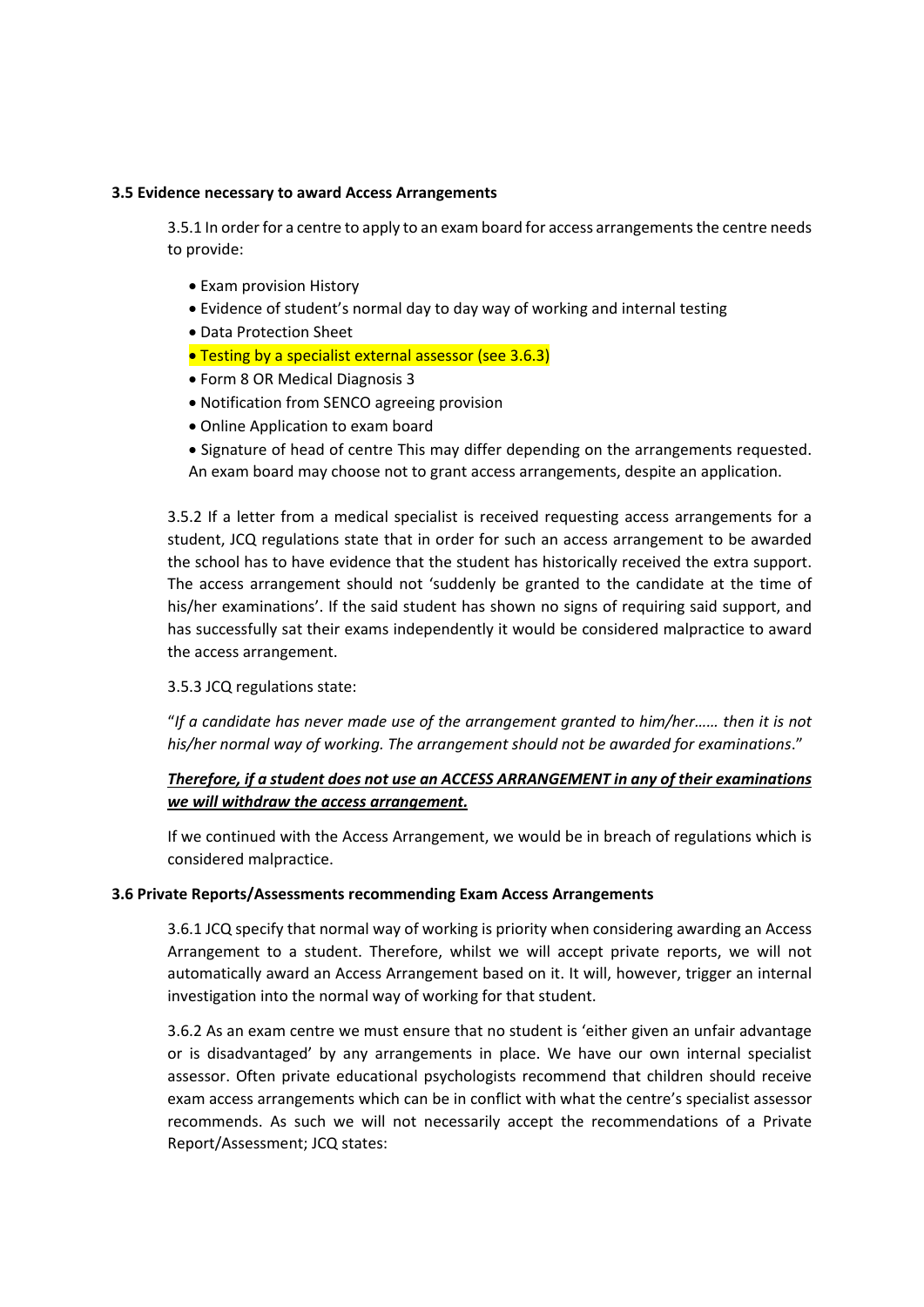### 3.5 Evidence necessary to award Access Arrangements

3.5.1 In order for a centre to apply to an exam board for access arrangements the centre needs to provide:

- Exam provision History
- Evidence of student's normal day to day way of working and internal testing
- Data Protection Sheet
- Testing by a specialist external assessor (see 3.6.3)
- Form 8 OR Medical Diagnosis 3
- Notification from SENCO agreeing provision
- Online Application to exam board
- Signature of head of centre This may differ depending on the arrangements requested. An exam board may choose not to grant access arrangements, despite an application.

3.5.2 If a letter from a medical specialist is received requesting access arrangements for a student, JCQ regulations state that in order for such an access arrangement to be awarded the school has to have evidence that the student has historically received the extra support. The access arrangement should not 'suddenly be granted to the candidate at the time of his/her examinations'. If the said student has shown no signs of requiring said support, and has successfully sat their exams independently it would be considered malpractice to award the access arrangement.

3.5.3 JCQ regulations state:

"*If a candidate has never made use of the arrangement granted to him/her…… then it is not his/her normal way of working. The arrangement should not be awarded for examinations*."

***Therefore, if a student does not use an ACCESS ARRANGEMENT in any of their examinations we will withdraw the access arrangement.***

If we continued with the Access Arrangement, we would be in breach of regulations which is considered malpractice.

### 3.6 Private Reports/Assessments recommending Exam Access Arrangements

3.6.1 JCQ specify that normal way of working is priority when considering awarding an Access Arrangement to a student. Therefore, whilst we will accept private reports, we will not automatically award an Access Arrangement based on it. It will, however, trigger an internal investigation into the normal way of working for that student.

3.6.2 As an exam centre we must ensure that no student is 'either given an unfair advantage or is disadvantaged' by any arrangements in place. We have our own internal specialist assessor. Often private educational psychologists recommend that children should receive exam access arrangements which can be in conflict with what the centre's specialist assessor recommends. As such we will not necessarily accept the recommendations of a Private Report/Assessment; JCQ states: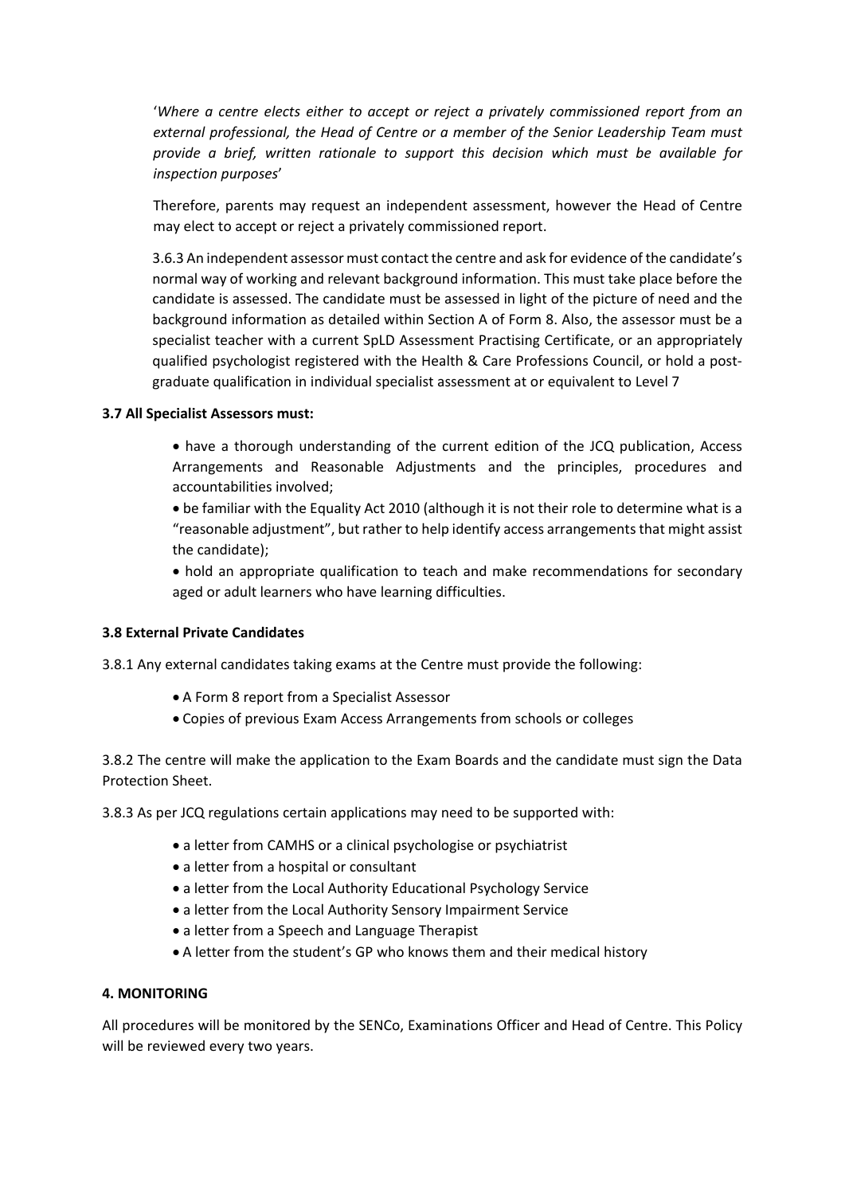'*Where a centre elects either to accept or reject a privately commissioned report from an external professional, the Head of Centre or a member of the Senior Leadership Team must provide a brief, written rationale to support this decision which must be available for inspection purposes*'

Therefore, parents may request an independent assessment, however the Head of Centre may elect to accept or reject a privately commissioned report.

3.6.3 An independent assessor must contact the centre and ask for evidence of the candidate's normal way of working and relevant background information. This must take place before the candidate is assessed. The candidate must be assessed in light of the picture of need and the background information as detailed within Section A of Form 8. Also, the assessor must be a specialist teacher with a current SpLD Assessment Practising Certificate, or an appropriately qualified psychologist registered with the Health & Care Professions Council, or hold a post-graduate qualification in individual specialist assessment at or equivalent to Level 7

**3.7 All Specialist Assessors must:**

- have a thorough understanding of the current edition of the JCQ publication, Access Arrangements and Reasonable Adjustments and the principles, procedures and accountabilities involved;
- be familiar with the Equality Act 2010 (although it is not their role to determine what is a "reasonable adjustment", but rather to help identify access arrangements that might assist the candidate);
- hold an appropriate qualification to teach and make recommendations for secondary aged or adult learners who have learning difficulties.

**3.8 External Private Candidates**

3.8.1 Any external candidates taking exams at the Centre must provide the following:

- A Form 8 report from a Specialist Assessor
- Copies of previous Exam Access Arrangements from schools or colleges

3.8.2 The centre will make the application to the Exam Boards and the candidate must sign the Data Protection Sheet.

3.8.3 As per JCQ regulations certain applications may need to be supported with:

- a letter from CAMHS or a clinical psychologise or psychiatrist
- a letter from a hospital or consultant
- a letter from the Local Authority Educational Psychology Service
- a letter from the Local Authority Sensory Impairment Service
- a letter from a Speech and Language Therapist
- A letter from the student's GP who knows them and their medical history

**4. MONITORING**

All procedures will be monitored by the SENCo, Examinations Officer and Head of Centre. This Policy will be reviewed every two years.